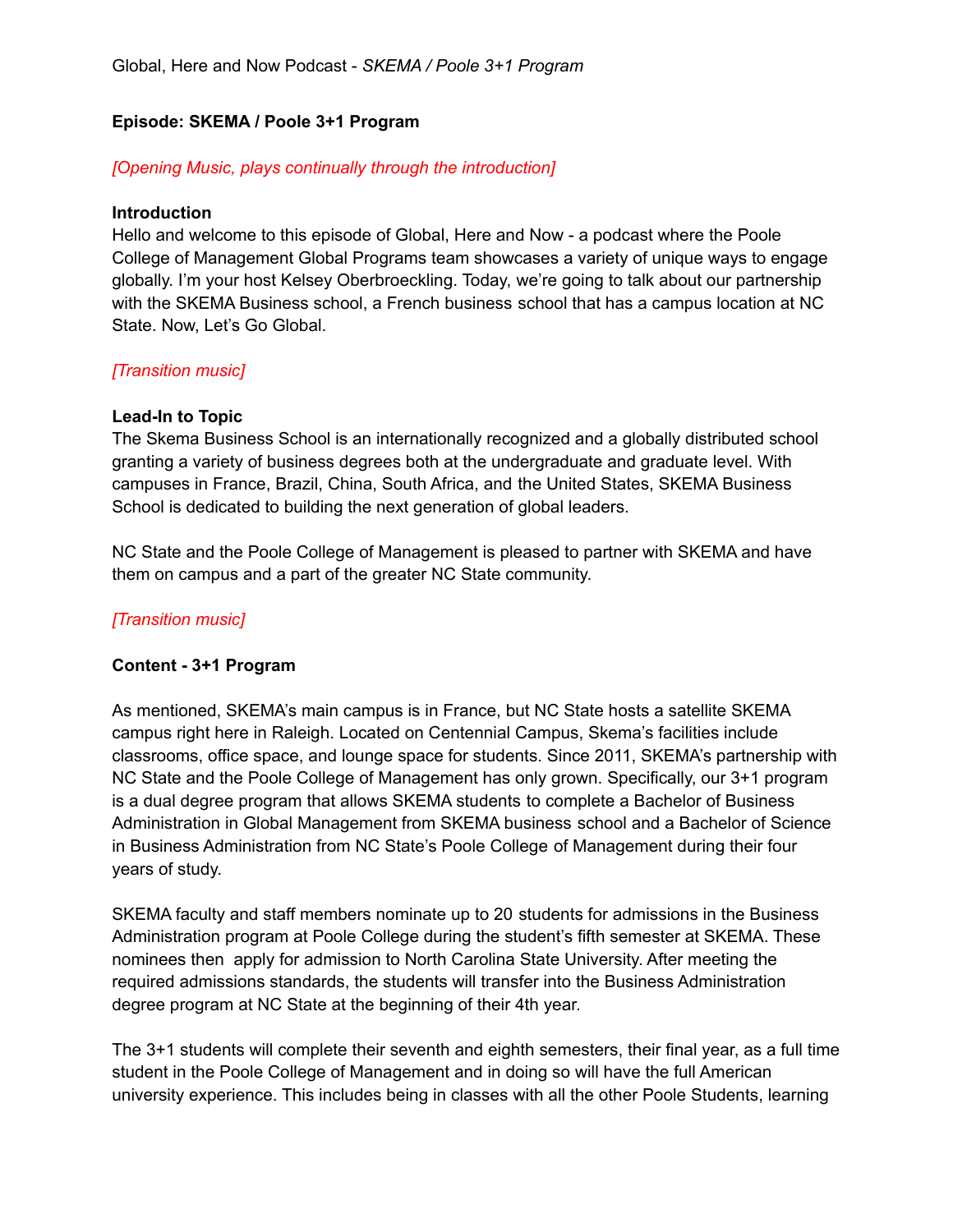Global, Here and Now Podcast - *SKEMA / Poole 3+1 Program*

**Episode: SKEMA / Poole 3+1 Program**

*[Opening Music, plays continually through the introduction]*

**Introduction**

Hello and welcome to this episode of Global, Here and Now - a podcast where the Poole College of Management Global Programs team showcases a variety of unique ways to engage globally. I'm your host Kelsey Oberbroeckling. Today, we're going to talk about our partnership with the SKEMA Business school, a French business school that has a campus location at NC State. Now, Let's Go Global.

*[Transition music]*

**Lead-In to Topic**

The Skema Business School is an internationally recognized and a globally distributed school granting a variety of business degrees both at the undergraduate and graduate level. With campuses in France, Brazil, China, South Africa, and the United States, SKEMA Business School is dedicated to building the next generation of global leaders.

NC State and the Poole College of Management is pleased to partner with SKEMA and have them on campus and a part of the greater NC State community.

*[Transition music]*

**Content - 3+1 Program**

As mentioned, SKEMA's main campus is in France, but NC State hosts a satellite SKEMA campus right here in Raleigh. Located on Centennial Campus, Skema's facilities include classrooms, office space, and lounge space for students. Since 2011, SKEMA's partnership with NC State and the Poole College of Management has only grown. Specifically, our 3+1 program is a dual degree program that allows SKEMA students to complete a Bachelor of Business Administration in Global Management from SKEMA business school and a Bachelor of Science in Business Administration from NC State's Poole College of Management during their four years of study.

SKEMA faculty and staff members nominate up to 20 students for admissions in the Business Administration program at Poole College during the student's fifth semester at SKEMA. These nominees then apply for admission to North Carolina State University. After meeting the required admissions standards, the students will transfer into the Business Administration degree program at NC State at the beginning of their 4th year.

The 3+1 students will complete their seventh and eighth semesters, their final year, as a full time student in the Poole College of Management and in doing so will have the full American university experience. This includes being in classes with all the other Poole Students, learning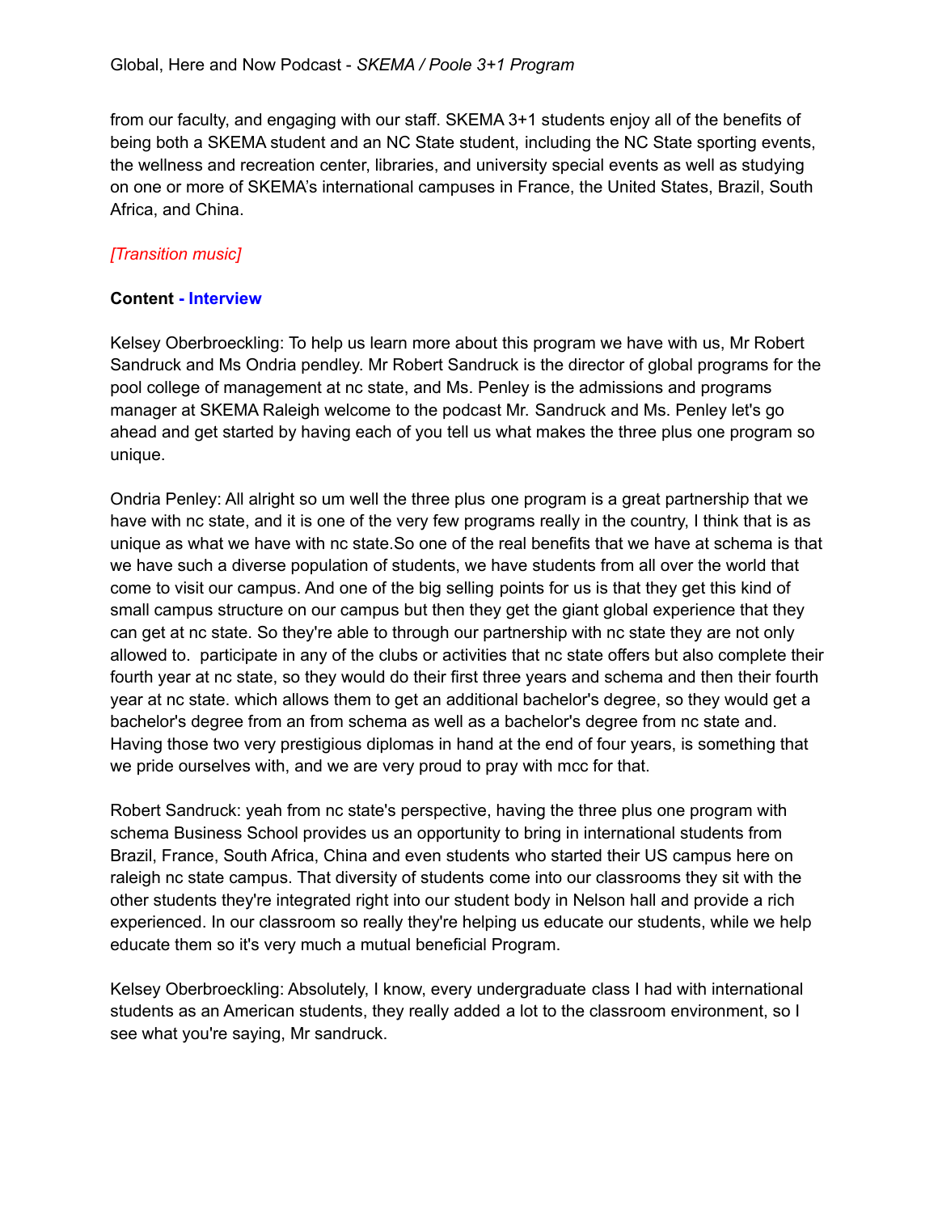from our faculty, and engaging with our staff. SKEMA 3+1 students enjoy all of the benefits of being both a SKEMA student and an NC State student, including the NC State sporting events, the wellness and recreation center, libraries, and university special events as well as studying on one or more of SKEMA's international campuses in France, the United States, Brazil, South Africa, and China.

*[Transition music]*

**Content - Interview**

Kelsey Oberbroeckling: To help us learn more about this program we have with us, Mr Robert Sandruck and Ms Ondria pendley. Mr Robert Sandruck is the director of global programs for the pool college of management at nc state, and Ms. Penley is the admissions and programs manager at SKEMA Raleigh welcome to the podcast Mr. Sandruck and Ms. Penley let's go ahead and get started by having each of you tell us what makes the three plus one program so unique.

Ondria Penley: All alright so um well the three plus one program is a great partnership that we have with nc state, and it is one of the very few programs really in the country, I think that is as unique as what we have with nc state.So one of the real benefits that we have at schema is that we have such a diverse population of students, we have students from all over the world that come to visit our campus. And one of the big selling points for us is that they get this kind of small campus structure on our campus but then they get the giant global experience that they can get at nc state. So they're able to through our partnership with nc state they are not only allowed to.  participate in any of the clubs or activities that nc state offers but also complete their fourth year at nc state, so they would do their first three years and schema and then their fourth year at nc state. which allows them to get an additional bachelor's degree, so they would get a bachelor's degree from an from schema as well as a bachelor's degree from nc state and. Having those two very prestigious diplomas in hand at the end of four years, is something that we pride ourselves with, and we are very proud to pray with mcc for that.

Robert Sandruck: yeah from nc state's perspective, having the three plus one program with schema Business School provides us an opportunity to bring in international students from Brazil, France, South Africa, China and even students who started their US campus here on raleigh nc state campus. That diversity of students come into our classrooms they sit with the other students they're integrated right into our student body in Nelson hall and provide a rich experienced. In our classroom so really they're helping us educate our students, while we help educate them so it's very much a mutual beneficial Program.

Kelsey Oberbroeckling: Absolutely, I know, every undergraduate class I had with international students as an American students, they really added a lot to the classroom environment, so I see what you're saying, Mr sandruck.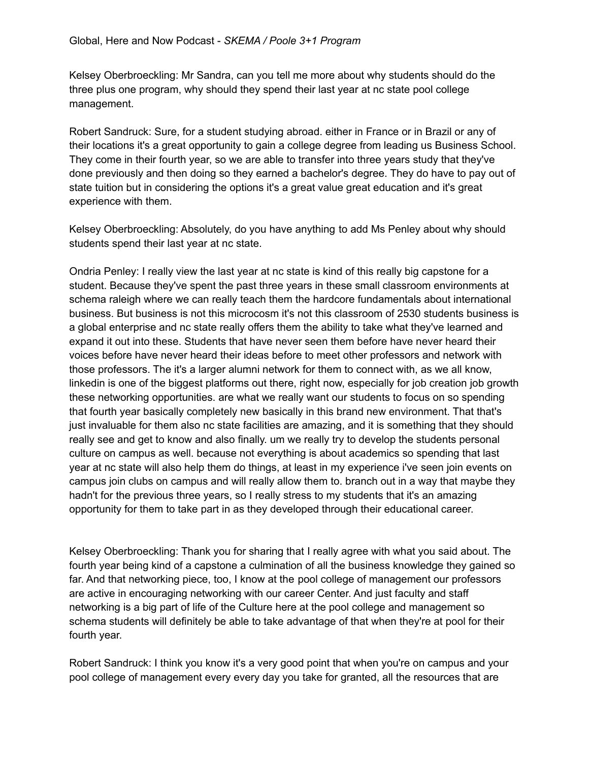Global, Here and Now Podcast - *SKEMA / Poole 3+1 Program*

Kelsey Oberbroeckling: Mr Sandra, can you tell me more about why students should do the three plus one program, why should they spend their last year at nc state pool college management.

Robert Sandruck: Sure, for a student studying abroad. either in France or in Brazil or any of their locations it's a great opportunity to gain a college degree from leading us Business School. They come in their fourth year, so we are able to transfer into three years study that they've done previously and then doing so they earned a bachelor's degree. They do have to pay out of state tuition but in considering the options it's a great value great education and it's great experience with them.

Kelsey Oberbroeckling: Absolutely, do you have anything to add Ms Penley about why should students spend their last year at nc state.

Ondria Penley: I really view the last year at nc state is kind of this really big capstone for a student. Because they've spent the past three years in these small classroom environments at schema raleigh where we can really teach them the hardcore fundamentals about international business. But business is not this microcosm it's not this classroom of 2530 students business is a global enterprise and nc state really offers them the ability to take what they've learned and expand it out into these. Students that have never seen them before have never heard their voices before have never heard their ideas before to meet other professors and network with those professors. The it's a larger alumni network for them to connect with, as we all know, linkedin is one of the biggest platforms out there, right now, especially for job creation job growth these networking opportunities. are what we really want our students to focus on so spending that fourth year basically completely new basically in this brand new environment. That that's just invaluable for them also nc state facilities are amazing, and it is something that they should really see and get to know and also finally. um we really try to develop the students personal culture on campus as well. because not everything is about academics so spending that last year at nc state will also help them do things, at least in my experience i've seen join events on campus join clubs on campus and will really allow them to. branch out in a way that maybe they hadn't for the previous three years, so I really stress to my students that it's an amazing opportunity for them to take part in as they developed through their educational career.

Kelsey Oberbroeckling: Thank you for sharing that I really agree with what you said about. The fourth year being kind of a capstone a culmination of all the business knowledge they gained so far. And that networking piece, too, I know at the pool college of management our professors are active in encouraging networking with our career Center. And just faculty and staff networking is a big part of life of the Culture here at the pool college and management so schema students will definitely be able to take advantage of that when they're at pool for their fourth year.

Robert Sandruck: I think you know it's a very good point that when you're on campus and your pool college of management every every day you take for granted, all the resources that are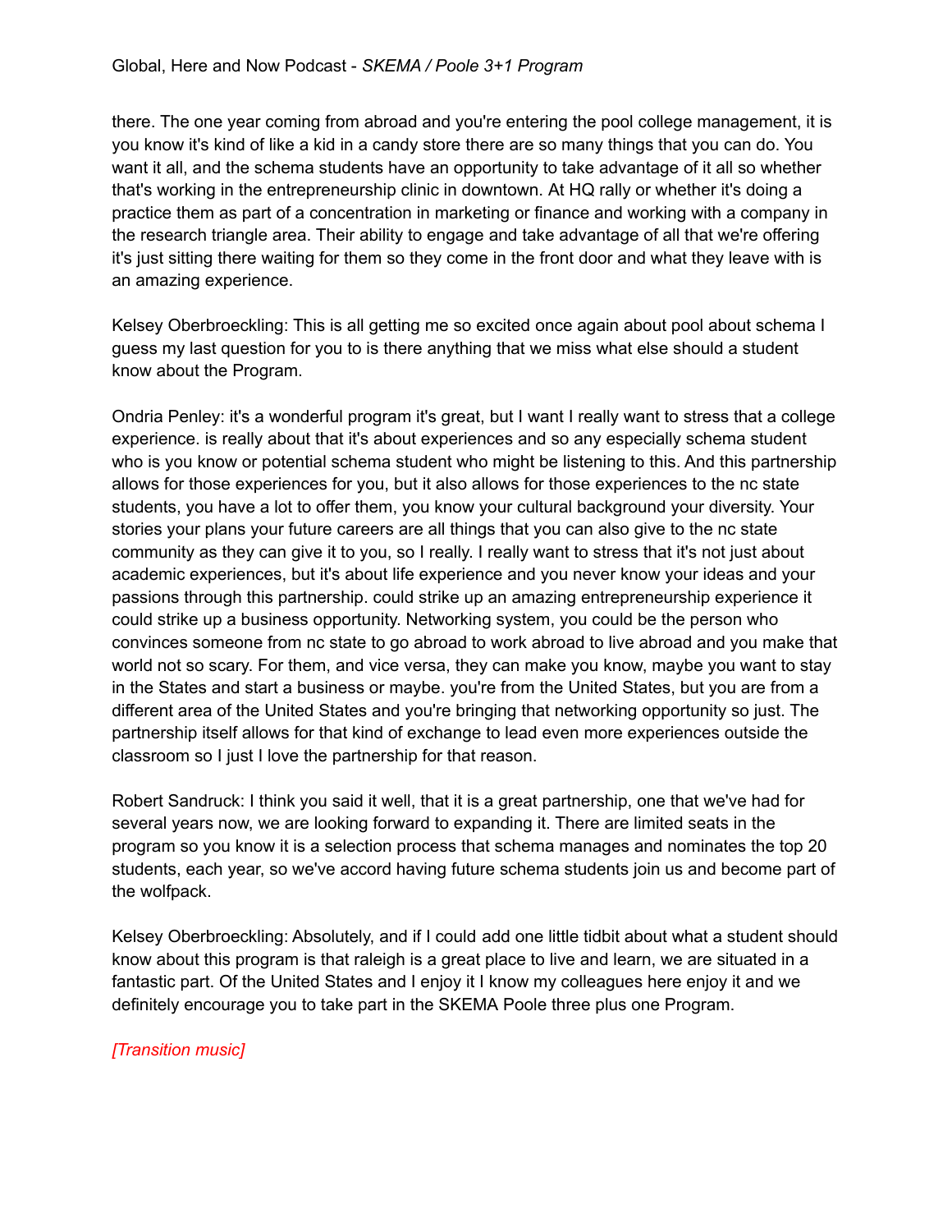there. The one year coming from abroad and you're entering the pool college management, it is you know it's kind of like a kid in a candy store there are so many things that you can do. You want it all, and the schema students have an opportunity to take advantage of it all so whether that's working in the entrepreneurship clinic in downtown. At HQ rally or whether it's doing a practice them as part of a concentration in marketing or finance and working with a company in the research triangle area. Their ability to engage and take advantage of all that we're offering it's just sitting there waiting for them so they come in the front door and what they leave with is an amazing experience.

Kelsey Oberbroeckling: This is all getting me so excited once again about pool about schema I guess my last question for you to is there anything that we miss what else should a student know about the Program.

Ondria Penley: it's a wonderful program it's great, but I want I really want to stress that a college experience. is really about that it's about experiences and so any especially schema student who is you know or potential schema student who might be listening to this. And this partnership allows for those experiences for you, but it also allows for those experiences to the nc state students, you have a lot to offer them, you know your cultural background your diversity. Your stories your plans your future careers are all things that you can also give to the nc state community as they can give it to you, so I really. I really want to stress that it's not just about academic experiences, but it's about life experience and you never know your ideas and your passions through this partnership. could strike up an amazing entrepreneurship experience it could strike up a business opportunity. Networking system, you could be the person who convinces someone from nc state to go abroad to work abroad to live abroad and you make that world not so scary. For them, and vice versa, they can make you know, maybe you want to stay in the States and start a business or maybe. you're from the United States, but you are from a different area of the United States and you're bringing that networking opportunity so just. The partnership itself allows for that kind of exchange to lead even more experiences outside the classroom so I just I love the partnership for that reason.

Robert Sandruck: I think you said it well, that it is a great partnership, one that we've had for several years now, we are looking forward to expanding it. There are limited seats in the program so you know it is a selection process that schema manages and nominates the top 20 students, each year, so we've accord having future schema students join us and become part of the wolfpack.

Kelsey Oberbroeckling: Absolutely, and if I could add one little tidbit about what a student should know about this program is that raleigh is a great place to live and learn, we are situated in a fantastic part. Of the United States and I enjoy it I know my colleagues here enjoy it and we definitely encourage you to take part in the SKEMA Poole three plus one Program.

*[Transition music]*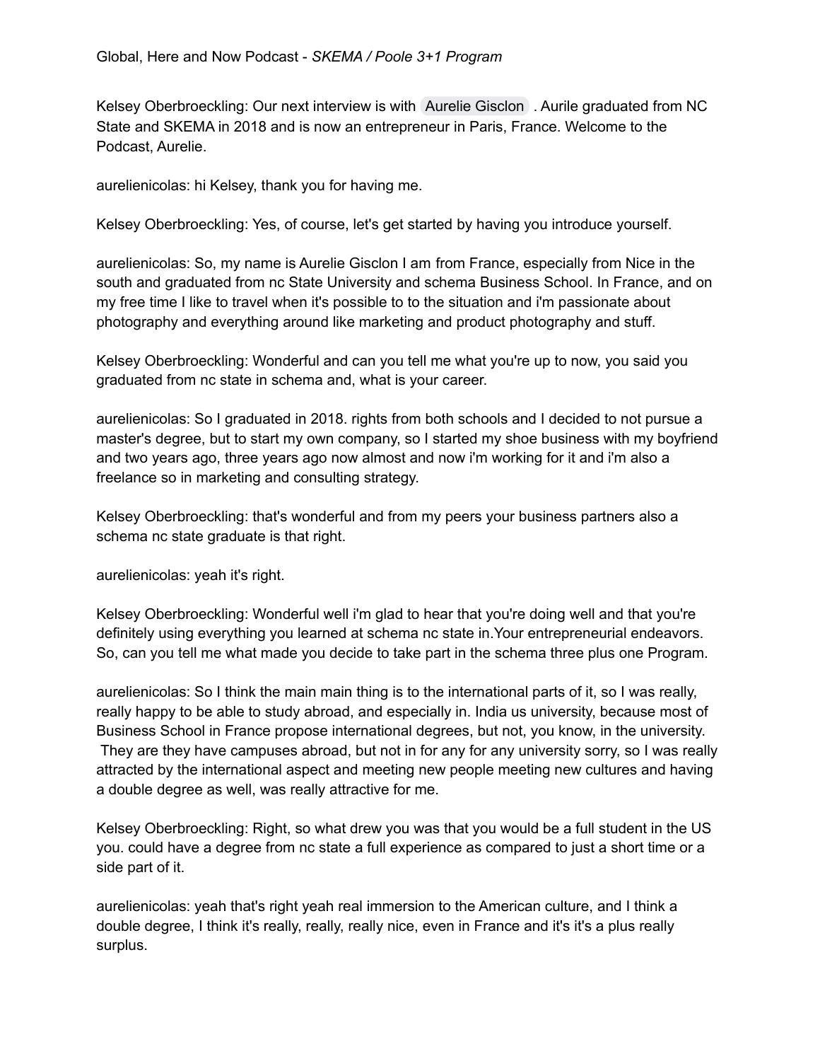Global, Here and Now Podcast - *SKEMA / Poole 3+1 Program*

Kelsey Oberbroeckling: Our next interview is with Aurelie Gisclon . Aurile graduated from NC State and SKEMA in 2018 and is now an entrepreneur in Paris, France. Welcome to the Podcast, Aurelie.

aurelienicolas: hi Kelsey, thank you for having me.

Kelsey Oberbroeckling: Yes, of course, let's get started by having you introduce yourself.

aurelienicolas: So, my name is Aurelie Gisclon I am from France, especially from Nice in the south and graduated from nc State University and schema Business School. In France, and on my free time I like to travel when it's possible to to the situation and i'm passionate about photography and everything around like marketing and product photography and stuff.

Kelsey Oberbroeckling: Wonderful and can you tell me what you're up to now, you said you graduated from nc state in schema and, what is your career.

aurelienicolas: So I graduated in 2018. rights from both schools and I decided to not pursue a master's degree, but to start my own company, so I started my shoe business with my boyfriend and two years ago, three years ago now almost and now i'm working for it and i'm also a freelance so in marketing and consulting strategy.

Kelsey Oberbroeckling: that's wonderful and from my peers your business partners also a schema nc state graduate is that right.

aurelienicolas: yeah it's right.

Kelsey Oberbroeckling: Wonderful well i'm glad to hear that you're doing well and that you're definitely using everything you learned at schema nc state in.Your entrepreneurial endeavors. So, can you tell me what made you decide to take part in the schema three plus one Program.

aurelienicolas: So I think the main main thing is to the international parts of it, so I was really, really happy to be able to study abroad, and especially in. India us university, because most of Business School in France propose international degrees, but not, you know, in the university. They are they have campuses abroad, but not in for any for any university sorry, so I was really attracted by the international aspect and meeting new people meeting new cultures and having a double degree as well, was really attractive for me.

Kelsey Oberbroeckling: Right, so what drew you was that you would be a full student in the US you. could have a degree from nc state a full experience as compared to just a short time or a side part of it.

aurelienicolas: yeah that's right yeah real immersion to the American culture, and I think a double degree, I think it's really, really, really nice, even in France and it's it's a plus really surplus.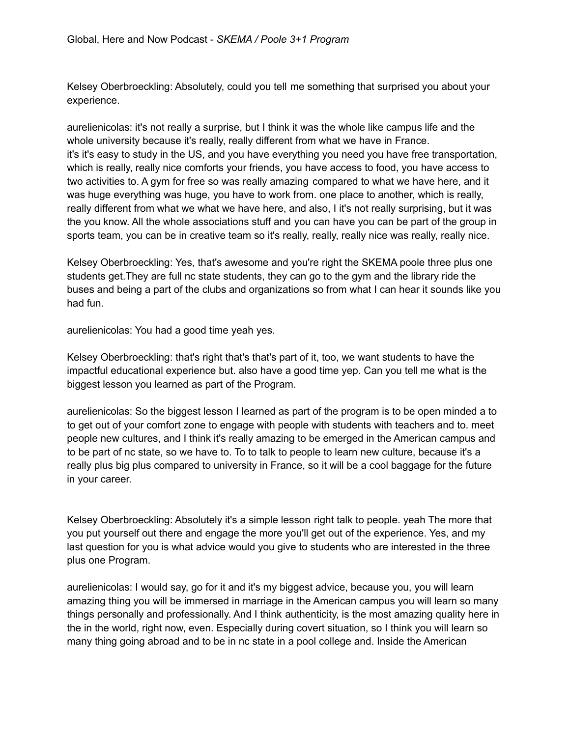Kelsey Oberbroeckling: Absolutely, could you tell me something that surprised you about your experience.

aurelienicolas: it's not really a surprise, but I think it was the whole like campus life and the whole university because it's really, really different from what we have in France.
it's it's easy to study in the US, and you have everything you need you have free transportation, which is really, really nice comforts your friends, you have access to food, you have access to two activities to. A gym for free so was really amazing compared to what we have here, and it was huge everything was huge, you have to work from. one place to another, which is really, really different from what we what we have here, and also, I it's not really surprising, but it was the you know. All the whole associations stuff and you can have you can be part of the group in sports team, you can be in creative team so it's really, really, really nice was really, really nice.

Kelsey Oberbroeckling: Yes, that's awesome and you're right the SKEMA poole three plus one students get.They are full nc state students, they can go to the gym and the library ride the buses and being a part of the clubs and organizations so from what I can hear it sounds like you had fun.

aurelienicolas: You had a good time yeah yes.

Kelsey Oberbroeckling: that's right that's that's part of it, too, we want students to have the impactful educational experience but. also have a good time yep. Can you tell me what is the biggest lesson you learned as part of the Program.

aurelienicolas: So the biggest lesson I learned as part of the program is to be open minded a to to get out of your comfort zone to engage with people with students with teachers and to. meet people new cultures, and I think it's really amazing to be emerged in the American campus and to be part of nc state, so we have to. To to talk to people to learn new culture, because it's a really plus big plus compared to university in France, so it will be a cool baggage for the future in your career.

Kelsey Oberbroeckling: Absolutely it's a simple lesson right talk to people. yeah The more that you put yourself out there and engage the more you'll get out of the experience. Yes, and my last question for you is what advice would you give to students who are interested in the three plus one Program.

aurelienicolas: I would say, go for it and it's my biggest advice, because you, you will learn amazing thing you will be immersed in marriage in the American campus you will learn so many things personally and professionally. And I think authenticity, is the most amazing quality here in the in the world, right now, even. Especially during covert situation, so I think you will learn so many thing going abroad and to be in nc state in a pool college and. Inside the American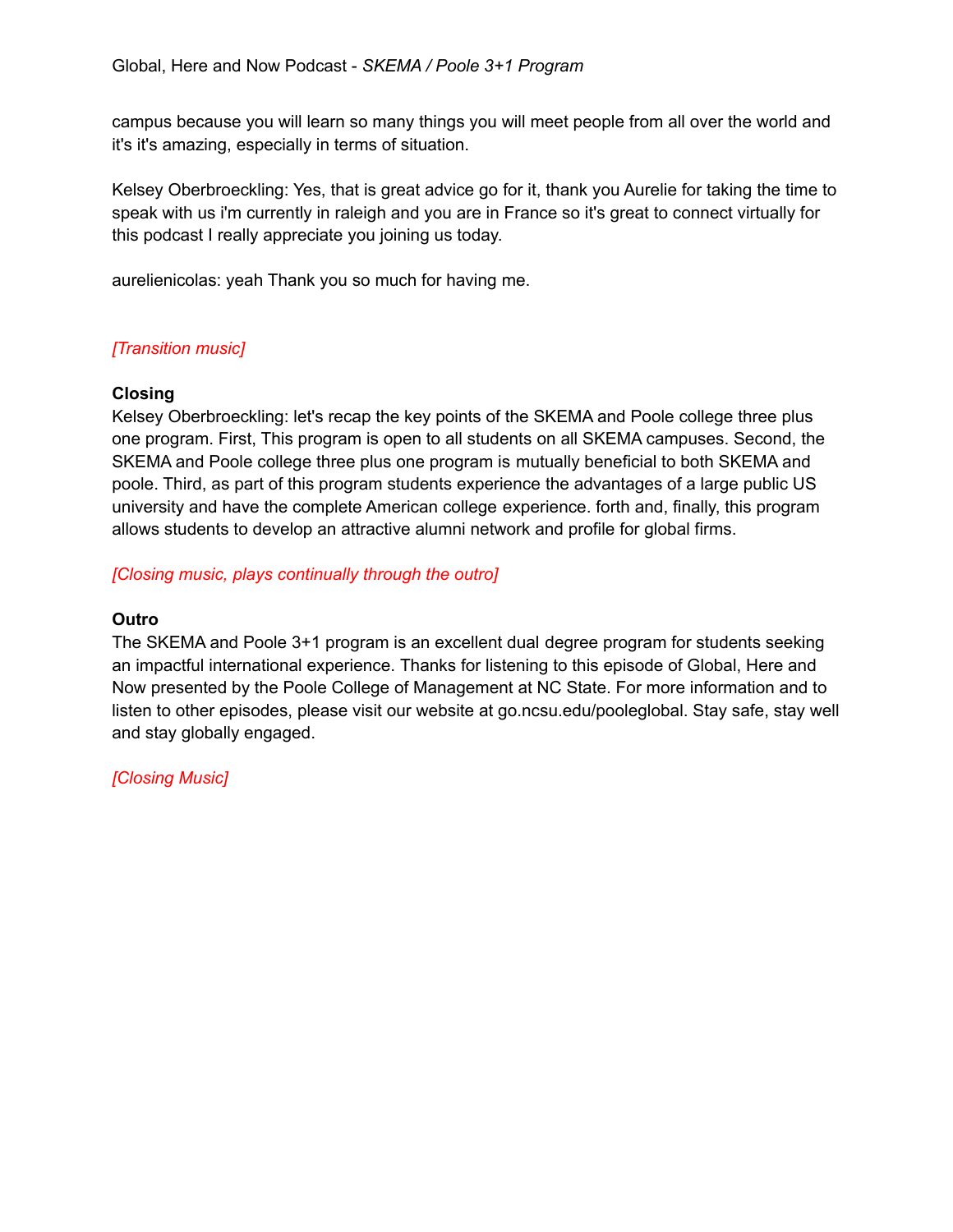campus because you will learn so many things you will meet people from all over the world and it's it's amazing, especially in terms of situation.

Kelsey Oberbroeckling: Yes, that is great advice go for it, thank you Aurelie for taking the time to speak with us i'm currently in raleigh and you are in France so it's great to connect virtually for this podcast I really appreciate you joining us today.

aurelienicolas: yeah Thank you so much for having me.

*[Transition music]*

**Closing**
Kelsey Oberbroeckling: let's recap the key points of the SKEMA and Poole college three plus one program. First, This program is open to all students on all SKEMA campuses. Second, the SKEMA and Poole college three plus one program is mutually beneficial to both SKEMA and poole. Third, as part of this program students experience the advantages of a large public US university and have the complete American college experience. forth and, finally, this program allows students to develop an attractive alumni network and profile for global firms.

*[Closing music, plays continually through the outro]*

**Outro**
The SKEMA and Poole 3+1 program is an excellent dual degree program for students seeking an impactful international experience. Thanks for listening to this episode of Global, Here and Now presented by the Poole College of Management at NC State. For more information and to listen to other episodes, please visit our website at go.ncsu.edu/pooleglobal. Stay safe, stay well and stay globally engaged.

*[Closing Music]*